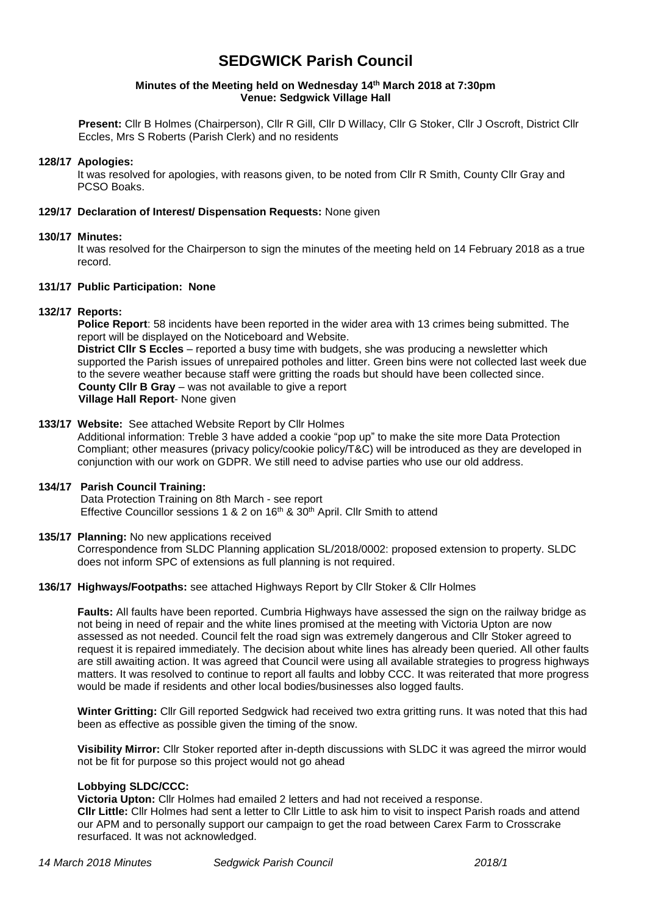# SEDGWICK Parish Council

**Minutes of the Meeting held on Wednesday 14th March 2018 at 7:30pm**
**Venue: Sedgwick Village Hall**

**Present:** Cllr B Holmes (Chairperson), Cllr R Gill, Cllr D Willacy, Cllr G Stoker, Cllr J Oscroft, District Cllr Eccles, Mrs S Roberts (Parish Clerk) and no residents

**128/17 Apologies:**
It was resolved for apologies, with reasons given, to be noted from Cllr R Smith, County Cllr Gray and PCSO Boaks.

**129/17 Declaration of Interest/ Dispensation Requests:** None given

**130/17 Minutes:**
It was resolved for the Chairperson to sign the minutes of the meeting held on 14 February 2018 as a true record.

**131/17 Public Participation: None**

**132/17 Reports:**
**Police Report**: 58 incidents have been reported in the wider area with 13 crimes being submitted. The report will be displayed on the Noticeboard and Website.
**District Cllr S Eccles** – reported a busy time with budgets, she was producing a newsletter which supported the Parish issues of unrepaired potholes and litter. Green bins were not collected last week due to the severe weather because staff were gritting the roads but should have been collected since.
**County Cllr B Gray** – was not available to give a report
**Village Hall Report**- None given

**133/17 Website:** See attached Website Report by Cllr Holmes
Additional information: Treble 3 have added a cookie "pop up" to make the site more Data Protection Compliant; other measures (privacy policy/cookie policy/T&C) will be introduced as they are developed in conjunction with our work on GDPR. We still need to advise parties who use our old address.

**134/17 Parish Council Training:**
Data Protection Training on 8th March - see report
Effective Councillor sessions 1 & 2 on 16th & 30th April. Cllr Smith to attend

**135/17 Planning:** No new applications received
Correspondence from SLDC Planning application SL/2018/0002: proposed extension to property. SLDC does not inform SPC of extensions as full planning is not required.

**136/17 Highways/Footpaths:** see attached Highways Report by Cllr Stoker & Cllr Holmes

**Faults:** All faults have been reported. Cumbria Highways have assessed the sign on the railway bridge as not being in need of repair and the white lines promised at the meeting with Victoria Upton are now assessed as not needed. Council felt the road sign was extremely dangerous and Cllr Stoker agreed to request it is repaired immediately. The decision about white lines has already been queried. All other faults are still awaiting action. It was agreed that Council were using all available strategies to progress highways matters. It was resolved to continue to report all faults and lobby CCC. It was reiterated that more progress would be made if residents and other local bodies/businesses also logged faults.

**Winter Gritting:** Cllr Gill reported Sedgwick had received two extra gritting runs. It was noted that this had been as effective as possible given the timing of the snow.

**Visibility Mirror:** Cllr Stoker reported after in-depth discussions with SLDC it was agreed the mirror would not be fit for purpose so this project would not go ahead

**Lobbying SLDC/CCC:**
**Victoria Upton:** Cllr Holmes had emailed 2 letters and had not received a response.
**Cllr Little:** Cllr Holmes had sent a letter to Cllr Little to ask him to visit to inspect Parish roads and attend our APM and to personally support our campaign to get the road between Carex Farm to Crosscrake resurfaced. It was not acknowledged.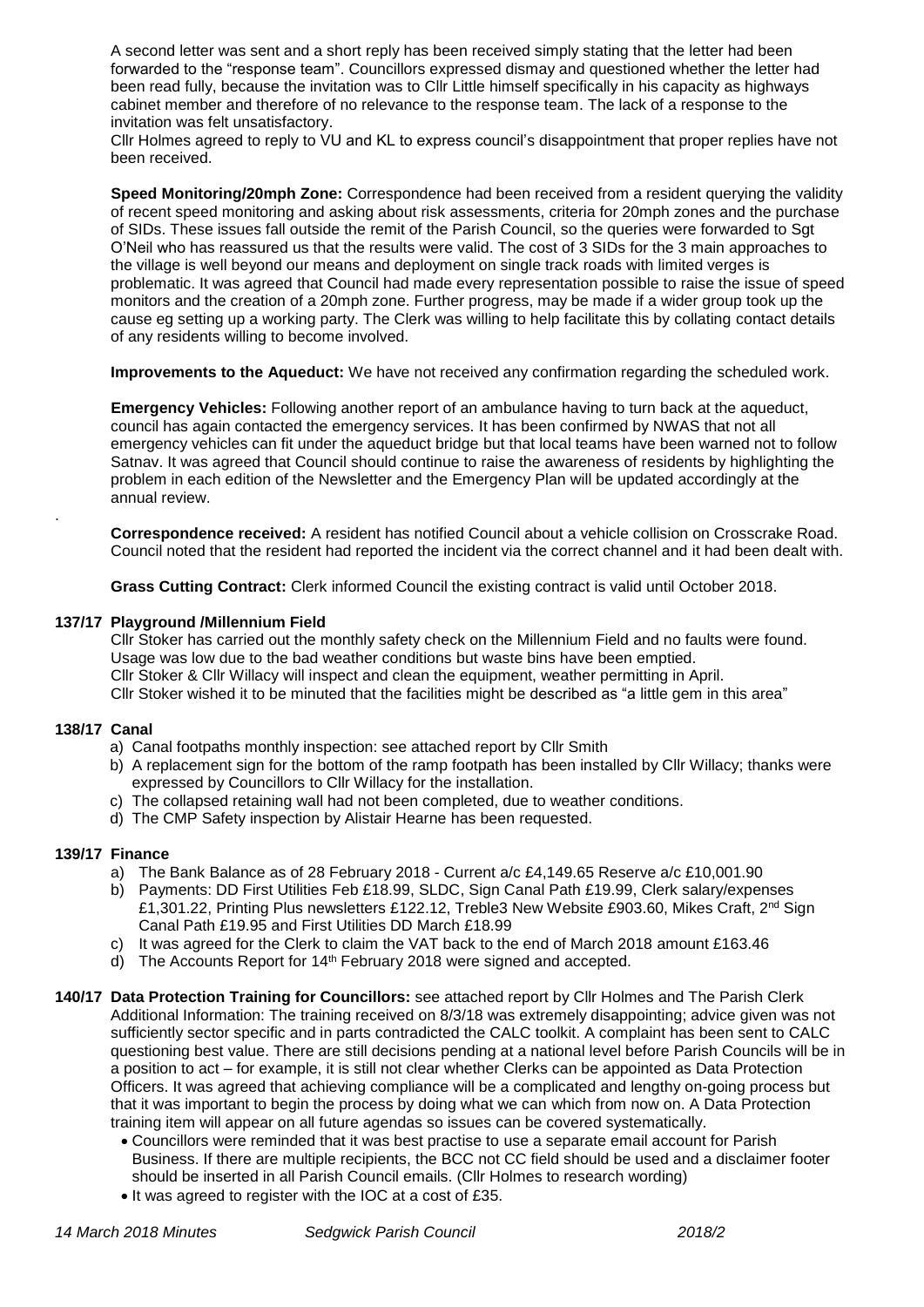A second letter was sent and a short reply has been received simply stating that the letter had been forwarded to the "response team". Councillors expressed dismay and questioned whether the letter had been read fully, because the invitation was to Cllr Little himself specifically in his capacity as highways cabinet member and therefore of no relevance to the response team. The lack of a response to the invitation was felt unsatisfactory.

Cllr Holmes agreed to reply to VU and KL to express council's disappointment that proper replies have not been received.

**Speed Monitoring/20mph Zone:** Correspondence had been received from a resident querying the validity of recent speed monitoring and asking about risk assessments, criteria for 20mph zones and the purchase of SIDs. These issues fall outside the remit of the Parish Council, so the queries were forwarded to Sgt O'Neil who has reassured us that the results were valid. The cost of 3 SIDs for the 3 main approaches to the village is well beyond our means and deployment on single track roads with limited verges is problematic. It was agreed that Council had made every representation possible to raise the issue of speed monitors and the creation of a 20mph zone. Further progress, may be made if a wider group took up the cause eg setting up a working party. The Clerk was willing to help facilitate this by collating contact details of any residents willing to become involved.

**Improvements to the Aqueduct:** We have not received any confirmation regarding the scheduled work.

**Emergency Vehicles:** Following another report of an ambulance having to turn back at the aqueduct, council has again contacted the emergency services. It has been confirmed by NWAS that not all emergency vehicles can fit under the aqueduct bridge but that local teams have been warned not to follow Satnav. It was agreed that Council should continue to raise the awareness of residents by highlighting the problem in each edition of the Newsletter and the Emergency Plan will be updated accordingly at the annual review.

**Correspondence received:** A resident has notified Council about a vehicle collision on Crosscrake Road. Council noted that the resident had reported the incident via the correct channel and it had been dealt with.

**Grass Cutting Contract:** Clerk informed Council the existing contract is valid until October 2018.

**137/17 Playground /Millennium Field**

Cllr Stoker has carried out the monthly safety check on the Millennium Field and no faults were found. Usage was low due to the bad weather conditions but waste bins have been emptied.
Cllr Stoker & Cllr Willacy will inspect and clean the equipment, weather permitting in April.
Cllr Stoker wished it to be minuted that the facilities might be described as "a little gem in this area"

**138/17 Canal**

a) Canal footpaths monthly inspection: see attached report by Cllr Smith
b) A replacement sign for the bottom of the ramp footpath has been installed by Cllr Willacy; thanks were expressed by Councillors to Cllr Willacy for the installation.
c) The collapsed retaining wall had not been completed, due to weather conditions.
d) The CMP Safety inspection by Alistair Hearne has been requested.

**139/17 Finance**

a) The Bank Balance as of 28 February 2018 - Current a/c £4,149.65 Reserve a/c £10,001.90
b) Payments: DD First Utilities Feb £18.99, SLDC, Sign Canal Path £19.99, Clerk salary/expenses £1,301.22, Printing Plus newsletters £122.12, Treble3 New Website £903.60, Mikes Craft, 2nd Sign Canal Path £19.95 and First Utilities DD March £18.99
c) It was agreed for the Clerk to claim the VAT back to the end of March 2018 amount £163.46
d) The Accounts Report for 14th February 2018 were signed and accepted.

**140/17 Data Protection Training for Councillors:** see attached report by Cllr Holmes and The Parish Clerk
Additional Information: The training received on 8/3/18 was extremely disappointing; advice given was not sufficiently sector specific and in parts contradicted the CALC toolkit. A complaint has been sent to CALC questioning best value. There are still decisions pending at a national level before Parish Councils will be in a position to act – for example, it is still not clear whether Clerks can be appointed as Data Protection Officers. It was agreed that achieving compliance will be a complicated and lengthy on-going process but that it was important to begin the process by doing what we can which from now on. A Data Protection training item will appear on all future agendas so issues can be covered systematically.

- Councillors were reminded that it was best practise to use a separate email account for Parish Business. If there are multiple recipients, the BCC not CC field should be used and a disclaimer footer should be inserted in all Parish Council emails. (Cllr Holmes to research wording)
- It was agreed to register with the IOC at a cost of £35.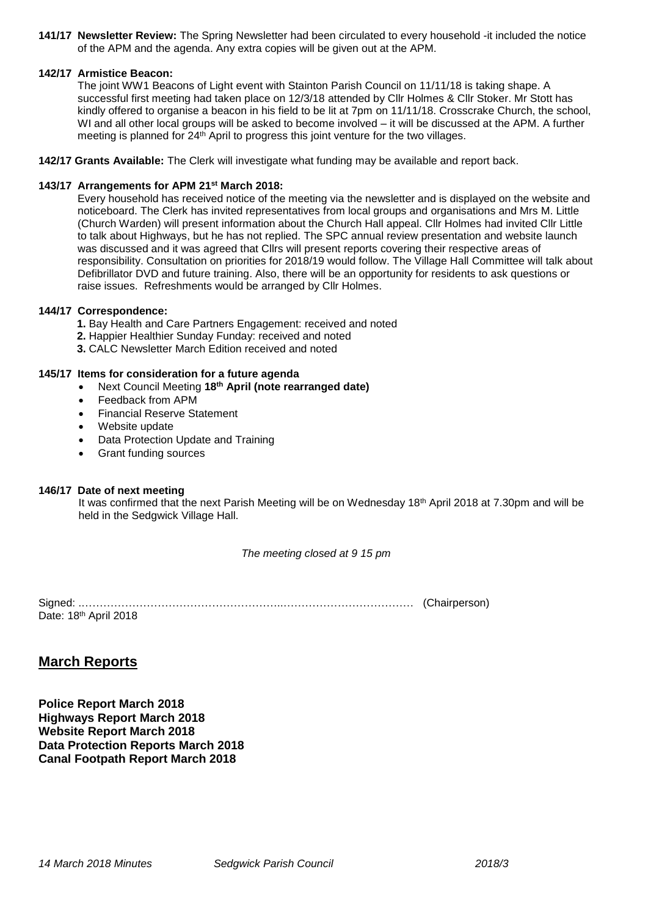**141/17 Newsletter Review:** The Spring Newsletter had been circulated to every household -it included the notice of the APM and the agenda. Any extra copies will be given out at the APM.

**142/17 Armistice Beacon:**

The joint WW1 Beacons of Light event with Stainton Parish Council on 11/11/18 is taking shape. A successful first meeting had taken place on 12/3/18 attended by Cllr Holmes & Cllr Stoker. Mr Stott has kindly offered to organise a beacon in his field to be lit at 7pm on 11/11/18. Crosscrake Church, the school, WI and all other local groups will be asked to become involved – it will be discussed at the APM. A further meeting is planned for 24th April to progress this joint venture for the two villages.

**142/17 Grants Available:** The Clerk will investigate what funding may be available and report back.

**143/17 Arrangements for APM 21st March 2018:**

Every household has received notice of the meeting via the newsletter and is displayed on the website and noticeboard. The Clerk has invited representatives from local groups and organisations and Mrs M. Little (Church Warden) will present information about the Church Hall appeal. Cllr Holmes had invited Cllr Little to talk about Highways, but he has not replied. The SPC annual review presentation and website launch was discussed and it was agreed that Cllrs will present reports covering their respective areas of responsibility. Consultation on priorities for 2018/19 would follow. The Village Hall Committee will talk about Defibrillator DVD and future training. Also, there will be an opportunity for residents to ask questions or raise issues. Refreshments would be arranged by Cllr Holmes.

**144/17 Correspondence:**

**1.** Bay Health and Care Partners Engagement: received and noted
**2.** Happier Healthier Sunday Funday: received and noted
**3.** CALC Newsletter March Edition received and noted

**145/17 Items for consideration for a future agenda**

- Next Council Meeting **18th April (note rearranged date)**
- Feedback from APM
- Financial Reserve Statement
- Website update
- Data Protection Update and Training
- Grant funding sources

**146/17 Date of next meeting**

It was confirmed that the next Parish Meeting will be on Wednesday 18th April 2018 at 7.30pm and will be held in the Sedgwick Village Hall.

*The meeting closed at 9 15 pm*

Signed: ………………………………………………..……………………………… (Chairperson)
Date: 18th April 2018

## March Reports

**Police Report March 2018**
**Highways Report March 2018**
**Website Report March 2018**
**Data Protection Reports March 2018**
**Canal Footpath Report March 2018**